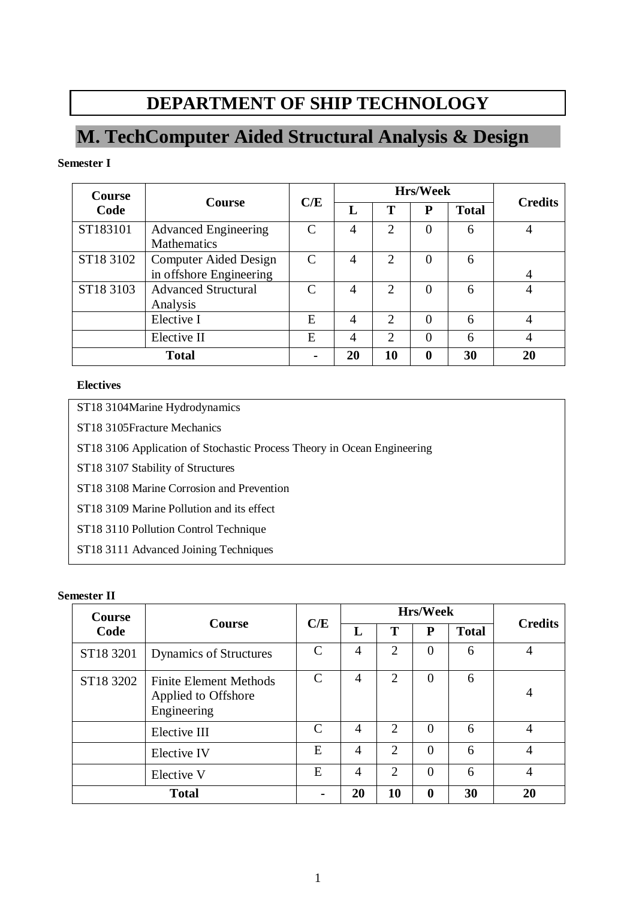# DEPARTMENT OF SHIP TECHNOLOGY

## M. TechComputer Aided Structural Analysis & Design

**Semester I**

| Course Code | Course | C/E | Hrs/Week | | | | Credits |
|---|---|---|---|---|---|---|---|
| | | | L | T | P | Total | |
| ST183101 | Advanced Engineering Mathematics | C | 4 | 2 | 0 | 6 | 4 |
| ST18 3102 | Computer Aided Design in offshore Engineering | C | 4 | 2 | 0 | 6 | 4 |
| ST18 3103 | Advanced Structural Analysis | C | 4 | 2 | 0 | 6 | 4 |
| | Elective I | E | 4 | 2 | 0 | 6 | 4 |
| | Elective II | E | 4 | 2 | 0 | 6 | 4 |
| **Total** | | **-** | **20** | **10** | **0** | **30** | **20** |

**Electives**

ST18 3104Marine Hydrodynamics

ST18 3105Fracture Mechanics

ST18 3106 Application of Stochastic Process Theory in Ocean Engineering

ST18 3107 Stability of Structures

ST18 3108 Marine Corrosion and Prevention

ST18 3109 Marine Pollution and its effect

ST18 3110 Pollution Control Technique

ST18 3111 Advanced Joining Techniques

**Semester II**

| Course Code | Course | C/E | Hrs/Week | | | | Credits |
|---|---|---|---|---|---|---|---|
| | | | L | T | P | Total | |
| ST18 3201 | Dynamics of Structures | C | 4 | 2 | 0 | 6 | 4 |
| ST18 3202 | Finite Element Methods Applied to Offshore Engineering | C | 4 | 2 | 0 | 6 | 4 |
| | Elective III | C | 4 | 2 | 0 | 6 | 4 |
| | Elective IV | E | 4 | 2 | 0 | 6 | 4 |
| | Elective V | E | 4 | 2 | 0 | 6 | 4 |
| **Total** | | **-** | **20** | **10** | **0** | **30** | **20** |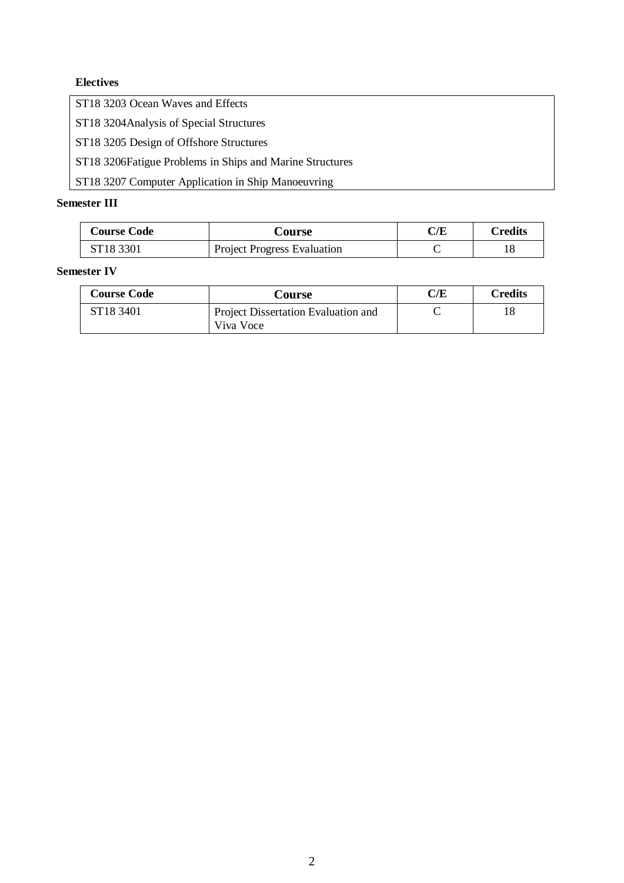**Electives**

| ST18 3203 Ocean Waves and Effects |
|---|
| ST18 3204Analysis of Special Structures |
| ST18 3205 Design of Offshore Structures |
| ST18 3206Fatigue Problems in Ships and Marine Structures |
| ST18 3207 Computer Application in Ship Manoeuvring |

**Semester III**

| Course Code | Course | C/E | Credits |
|---|---|---|---|
| ST18 3301 | Project Progress Evaluation | C | 18 |

**Semester IV**

| Course Code | Course | C/E | Credits |
|---|---|---|---|
| ST18 3401 | Project Dissertation Evaluation and Viva Voce | C | 18 |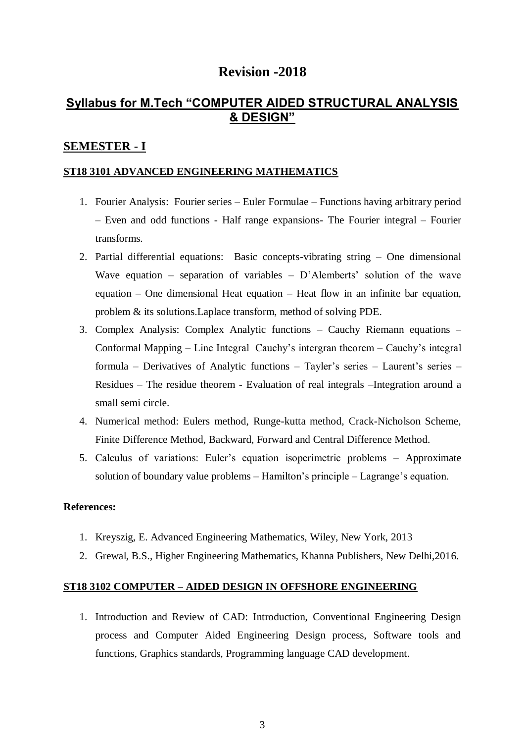# Revision -2018

## Syllabus for M.Tech "COMPUTER AIDED STRUCTURAL ANALYSIS & DESIGN"

## SEMESTER - I

### ST18 3101 ADVANCED ENGINEERING MATHEMATICS

1. Fourier Analysis: Fourier series – Euler Formulae – Functions having arbitrary period – Even and odd functions - Half range expansions- The Fourier integral – Fourier transforms.
2. Partial differential equations: Basic concepts-vibrating string – One dimensional Wave equation – separation of variables – D'Alemberts' solution of the wave equation – One dimensional Heat equation – Heat flow in an infinite bar equation, problem & its solutions.Laplace transform, method of solving PDE.
3. Complex Analysis: Complex Analytic functions – Cauchy Riemann equations – Conformal Mapping – Line Integral Cauchy's intergran theorem – Cauchy's integral formula – Derivatives of Analytic functions – Tayler's series – Laurent's series – Residues – The residue theorem - Evaluation of real integrals –Integration around a small semi circle.
4. Numerical method: Eulers method, Runge-kutta method, Crack-Nicholson Scheme, Finite Difference Method, Backward, Forward and Central Difference Method.
5. Calculus of variations: Euler's equation isoperimetric problems – Approximate solution of boundary value problems – Hamilton's principle – Lagrange's equation.

**References:**

1. Kreyszig, E. Advanced Engineering Mathematics, Wiley, New York, 2013
2. Grewal, B.S., Higher Engineering Mathematics, Khanna Publishers, New Delhi,2016.

### ST18 3102 COMPUTER – AIDED DESIGN IN OFFSHORE ENGINEERING

1. Introduction and Review of CAD: Introduction, Conventional Engineering Design process and Computer Aided Engineering Design process, Software tools and functions, Graphics standards, Programming language CAD development.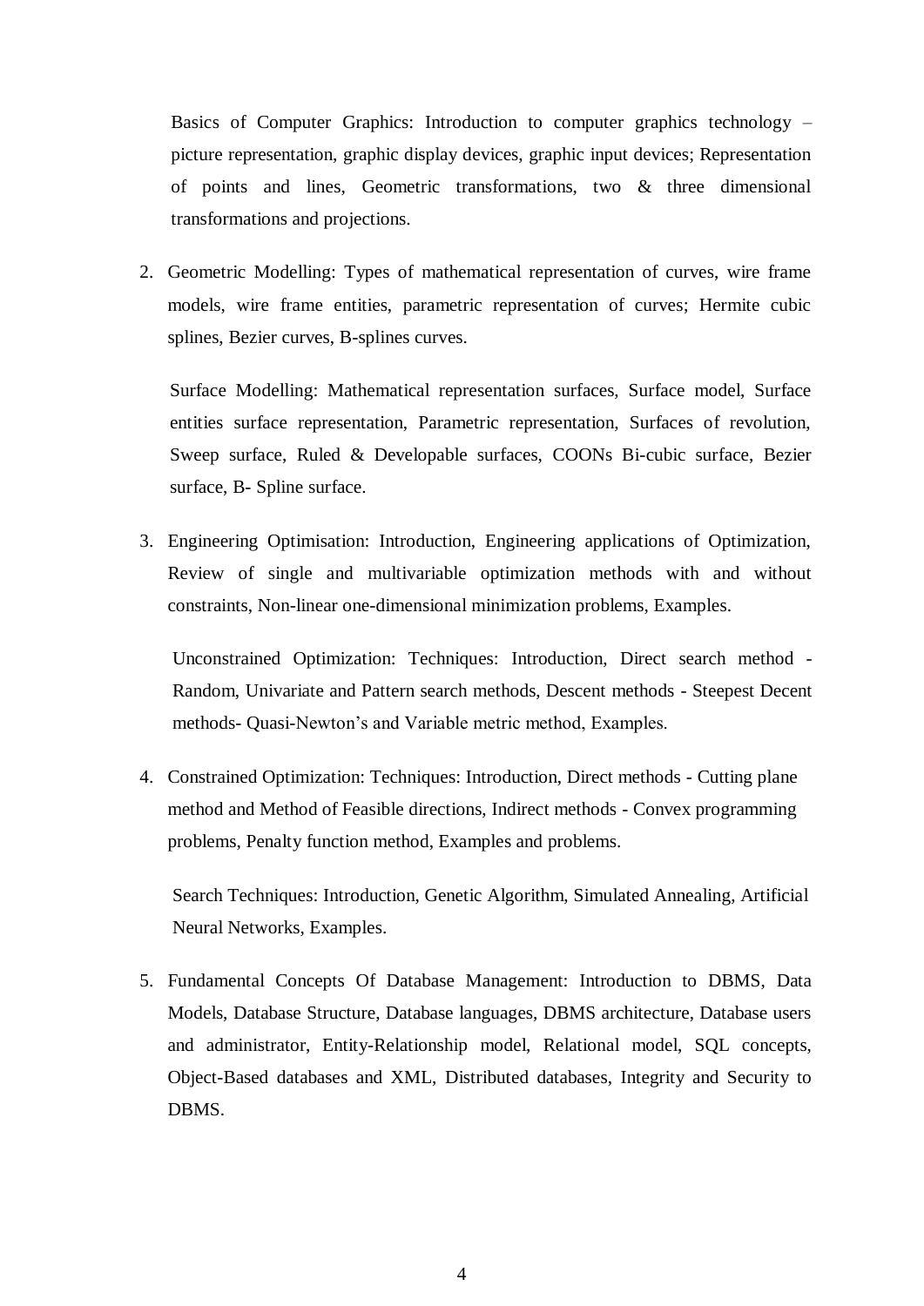Basics of Computer Graphics: Introduction to computer graphics technology – picture representation, graphic display devices, graphic input devices; Representation of points and lines, Geometric transformations, two & three dimensional transformations and projections.

2. Geometric Modelling: Types of mathematical representation of curves, wire frame models, wire frame entities, parametric representation of curves; Hermite cubic splines, Bezier curves, B-splines curves.

   Surface Modelling: Mathematical representation surfaces, Surface model, Surface entities surface representation, Parametric representation, Surfaces of revolution, Sweep surface, Ruled & Developable surfaces, COONs Bi-cubic surface, Bezier surface, B- Spline surface.

3. Engineering Optimisation: Introduction, Engineering applications of Optimization, Review of single and multivariable optimization methods with and without constraints, Non-linear one-dimensional minimization problems, Examples.

   Unconstrained Optimization: Techniques: Introduction, Direct search method - Random, Univariate and Pattern search methods, Descent methods - Steepest Decent methods- Quasi-Newton's and Variable metric method, Examples.

4. Constrained Optimization: Techniques: Introduction, Direct methods - Cutting plane method and Method of Feasible directions, Indirect methods - Convex programming problems, Penalty function method, Examples and problems.

   Search Techniques: Introduction, Genetic Algorithm, Simulated Annealing, Artificial Neural Networks, Examples.

5. Fundamental Concepts Of Database Management: Introduction to DBMS, Data Models, Database Structure, Database languages, DBMS architecture, Database users and administrator, Entity-Relationship model, Relational model, SQL concepts, Object-Based databases and XML, Distributed databases, Integrity and Security to DBMS.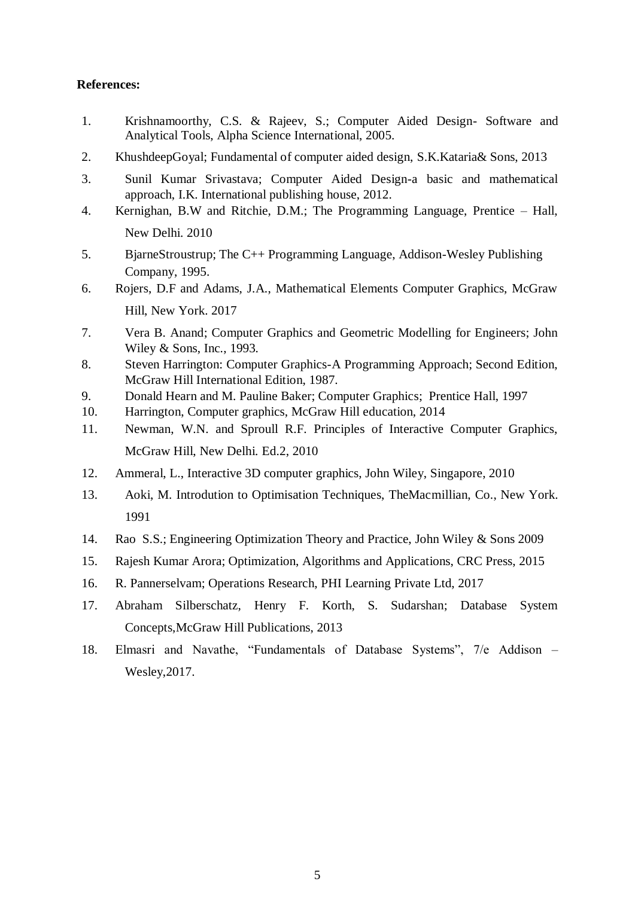**References:**

1. Krishnamoorthy, C.S. & Rajeev, S.; Computer Aided Design- Software and Analytical Tools, Alpha Science International, 2005.
2. KhushdeepGoyal; Fundamental of computer aided design, S.K.Kataria& Sons, 2013
3. Sunil Kumar Srivastava; Computer Aided Design-a basic and mathematical approach, I.K. International publishing house, 2012.
4. Kernighan, B.W and Ritchie, D.M.; The Programming Language, Prentice – Hall, New Delhi. 2010
5. BjarneStroustrup; The C++ Programming Language, Addison-Wesley Publishing Company, 1995.
6. Rojers, D.F and Adams, J.A., Mathematical Elements Computer Graphics, McGraw Hill, New York. 2017
7. Vera B. Anand; Computer Graphics and Geometric Modelling for Engineers; John Wiley & Sons, Inc., 1993.
8. Steven Harrington: Computer Graphics-A Programming Approach; Second Edition, McGraw Hill International Edition, 1987.
9. Donald Hearn and M. Pauline Baker; Computer Graphics; Prentice Hall, 1997
10. Harrington, Computer graphics, McGraw Hill education, 2014
11. Newman, W.N. and Sproull R.F. Principles of Interactive Computer Graphics, McGraw Hill, New Delhi. Ed.2, 2010
12. Ammeral, L., Interactive 3D computer graphics, John Wiley, Singapore, 2010
13. Aoki, M. Introdution to Optimisation Techniques, TheMacmillian, Co., New York. 1991
14. Rao S.S.; Engineering Optimization Theory and Practice, John Wiley & Sons 2009
15. Rajesh Kumar Arora; Optimization, Algorithms and Applications, CRC Press, 2015
16. R. Pannerselvam; Operations Research, PHI Learning Private Ltd, 2017
17. Abraham Silberschatz, Henry F. Korth, S. Sudarshan; Database System Concepts,McGraw Hill Publications, 2013
18. Elmasri and Navathe, "Fundamentals of Database Systems", 7/e Addison – Wesley,2017.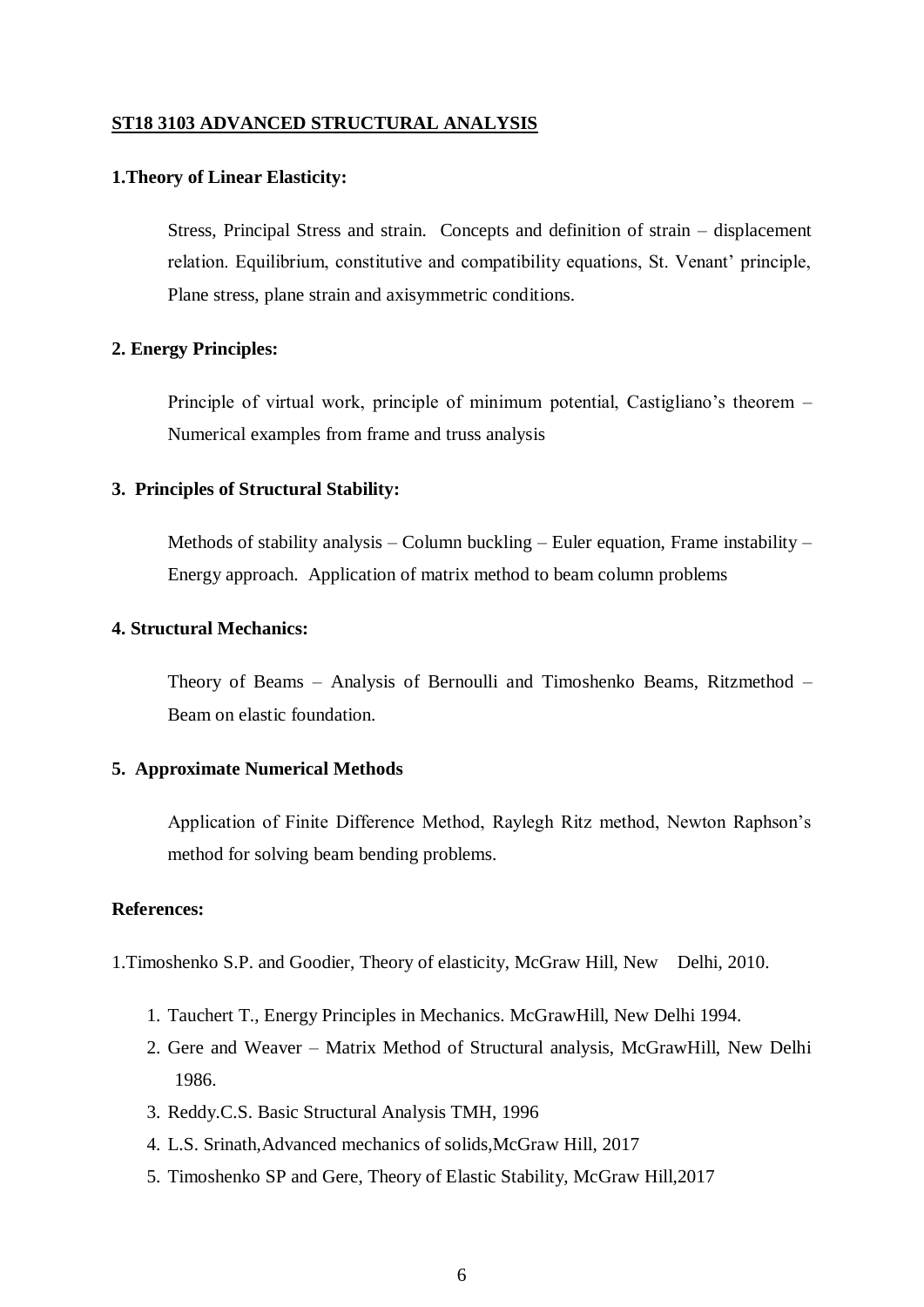## ST18 3103 ADVANCED STRUCTURAL ANALYSIS

**1.Theory of Linear Elasticity:**

Stress, Principal Stress and strain. Concepts and definition of strain – displacement relation. Equilibrium, constitutive and compatibility equations, St. Venant' principle, Plane stress, plane strain and axisymmetric conditions.

**2. Energy Principles:**

Principle of virtual work, principle of minimum potential, Castigliano's theorem – Numerical examples from frame and truss analysis

**3. Principles of Structural Stability:**

Methods of stability analysis – Column buckling – Euler equation, Frame instability – Energy approach. Application of matrix method to beam column problems

**4. Structural Mechanics:**

Theory of Beams – Analysis of Bernoulli and Timoshenko Beams, Ritzmethod – Beam on elastic foundation.

**5. Approximate Numerical Methods**

Application of Finite Difference Method, Raylegh Ritz method, Newton Raphson's method for solving beam bending problems.

**References:**

1.Timoshenko S.P. and Goodier, Theory of elasticity, McGraw Hill, New Delhi, 2010.

1. Tauchert T., Energy Principles in Mechanics. McGrawHill, New Delhi 1994.
2. Gere and Weaver – Matrix Method of Structural analysis, McGrawHill, New Delhi 1986.
3. Reddy.C.S. Basic Structural Analysis TMH, 1996
4. L.S. Srinath,Advanced mechanics of solids,McGraw Hill, 2017
5. Timoshenko SP and Gere, Theory of Elastic Stability, McGraw Hill,2017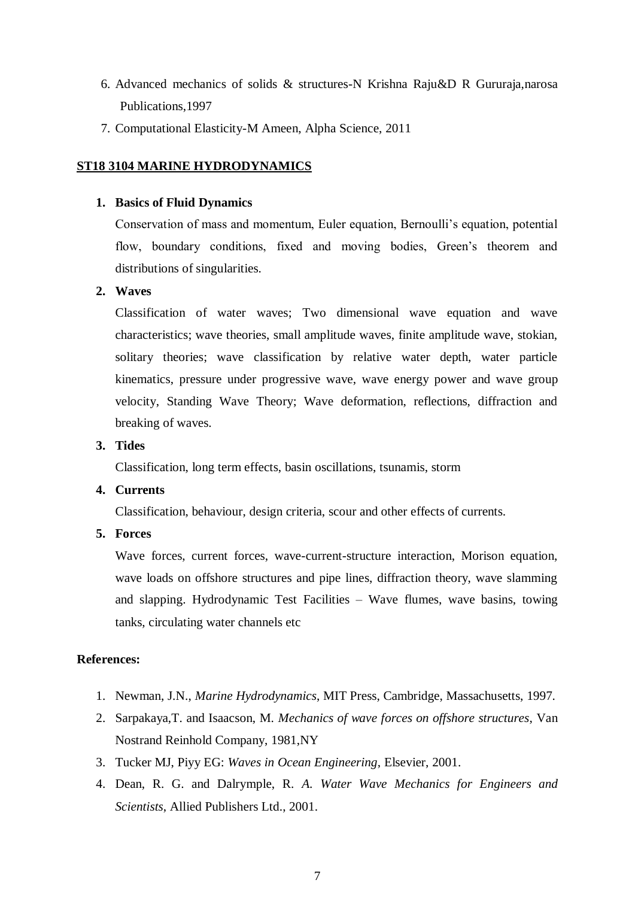6. Advanced mechanics of solids & structures-N Krishna Raju&D R Gururaja,narosa Publications,1997
7. Computational Elasticity-M Ameen, Alpha Science, 2011

## ST18 3104 MARINE HYDRODYNAMICS

1. **Basics of Fluid Dynamics**

   Conservation of mass and momentum, Euler equation, Bernoulli's equation, potential flow, boundary conditions, fixed and moving bodies, Green's theorem and distributions of singularities.

2. **Waves**

   Classification of water waves; Two dimensional wave equation and wave characteristics; wave theories, small amplitude waves, finite amplitude wave, stokian, solitary theories; wave classification by relative water depth, water particle kinematics, pressure under progressive wave, wave energy power and wave group velocity, Standing Wave Theory; Wave deformation, reflections, diffraction and breaking of waves.

3. **Tides**

   Classification, long term effects, basin oscillations, tsunamis, storm

4. **Currents**

   Classification, behaviour, design criteria, scour and other effects of currents.

5. **Forces**

   Wave forces, current forces, wave-current-structure interaction, Morison equation, wave loads on offshore structures and pipe lines, diffraction theory, wave slamming and slapping. Hydrodynamic Test Facilities – Wave flumes, wave basins, towing tanks, circulating water channels etc

**References:**

1. Newman, J.N., *Marine Hydrodynamics*, MIT Press, Cambridge, Massachusetts, 1997.
2. Sarpakaya,T. and Isaacson, M. *Mechanics of wave forces on offshore structures*, Van Nostrand Reinhold Company, 1981,NY
3. Tucker MJ, Piyy EG: *Waves in Ocean Engineering*, Elsevier, 2001.
4. Dean, R. G. and Dalrymple, R. *A. Water Wave Mechanics for Engineers and Scientists*, Allied Publishers Ltd., 2001.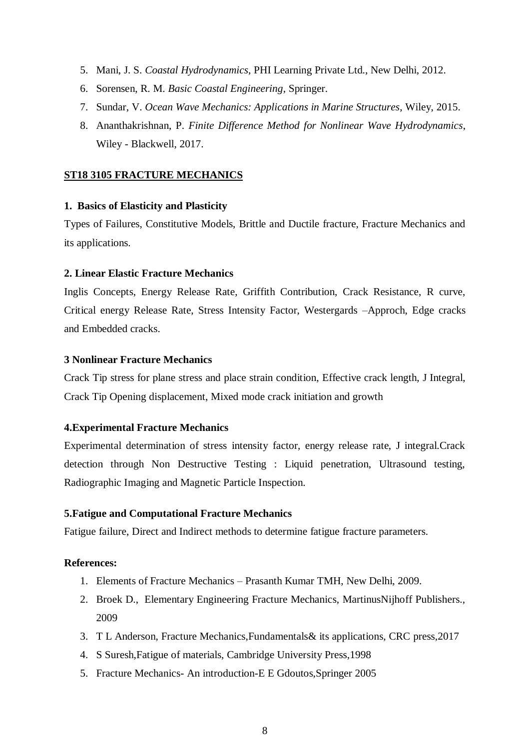5. Mani, J. S. *Coastal Hydrodynamics*, PHI Learning Private Ltd., New Delhi, 2012.
6. Sorensen, R. M. *Basic Coastal Engineering*, Springer.
7. Sundar, V. *Ocean Wave Mechanics: Applications in Marine Structures*, Wiley, 2015.
8. Ananthakrishnan, P. *Finite Difference Method for Nonlinear Wave Hydrodynamics*, Wiley - Blackwell, 2017.

## ST18 3105 FRACTURE MECHANICS

### 1. Basics of Elasticity and Plasticity

Types of Failures, Constitutive Models, Brittle and Ductile fracture, Fracture Mechanics and its applications.

### 2. Linear Elastic Fracture Mechanics

Inglis Concepts, Energy Release Rate, Griffith Contribution, Crack Resistance, R curve, Critical energy Release Rate, Stress Intensity Factor, Westergards –Approch, Edge cracks and Embedded cracks.

### 3 Nonlinear Fracture Mechanics

Crack Tip stress for plane stress and place strain condition, Effective crack length, J Integral, Crack Tip Opening displacement, Mixed mode crack initiation and growth

### 4.Experimental Fracture Mechanics

Experimental determination of stress intensity factor, energy release rate, J integral.Crack detection through Non Destructive Testing : Liquid penetration, Ultrasound testing, Radiographic Imaging and Magnetic Particle Inspection.

### 5.Fatigue and Computational Fracture Mechanics

Fatigue failure, Direct and Indirect methods to determine fatigue fracture parameters.

**References:**

1. Elements of Fracture Mechanics – Prasanth Kumar TMH, New Delhi, 2009.
2. Broek D., Elementary Engineering Fracture Mechanics, MartinusNijhoff Publishers., 2009
3. T L Anderson, Fracture Mechanics,Fundamentals& its applications, CRC press,2017
4. S Suresh,Fatigue of materials, Cambridge University Press,1998
5. Fracture Mechanics- An introduction-E E Gdoutos,Springer 2005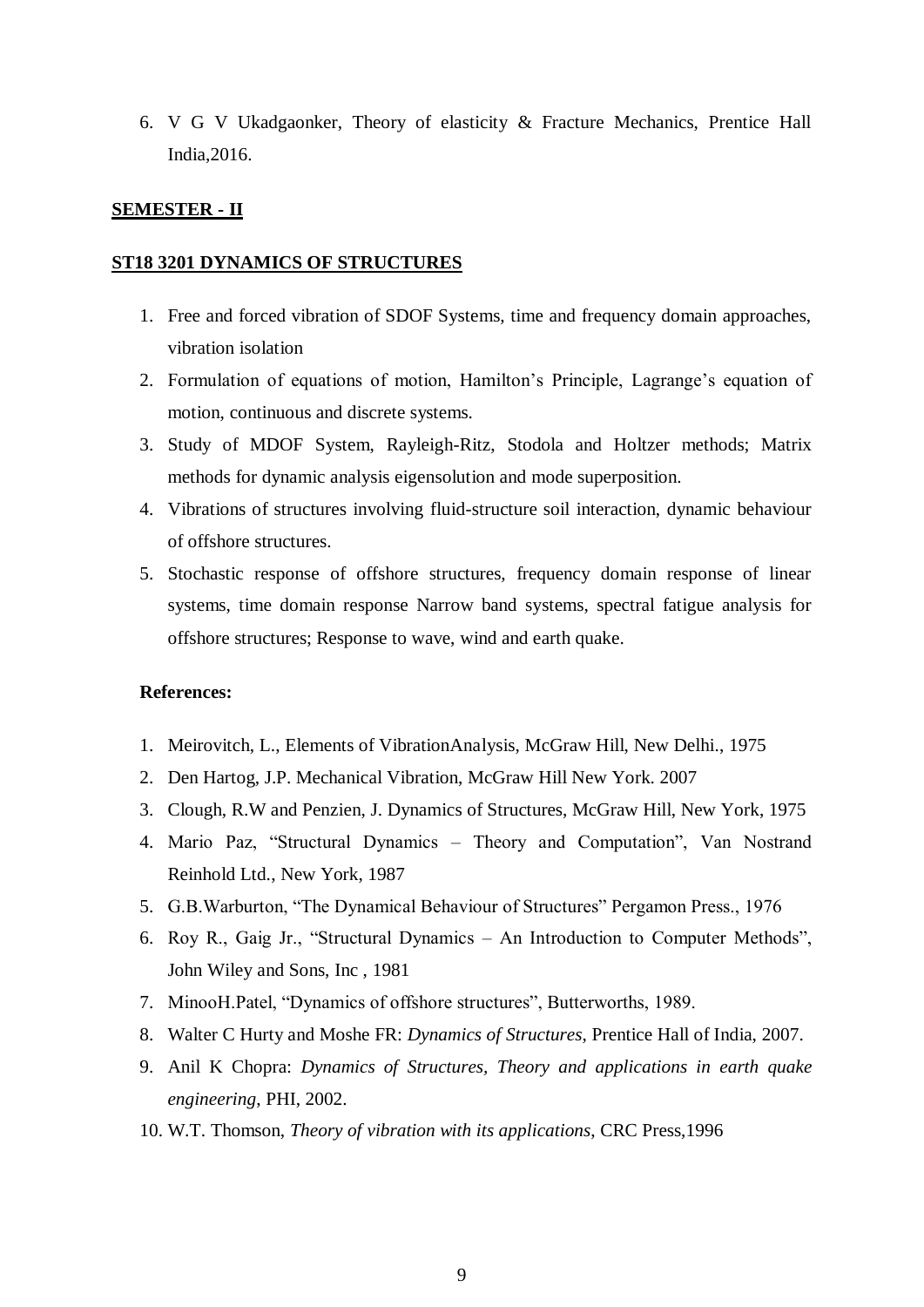6. V G V Ukadgaonker, Theory of elasticity & Fracture Mechanics, Prentice Hall India,2016.

## SEMESTER - II

### ST18 3201 DYNAMICS OF STRUCTURES

1. Free and forced vibration of SDOF Systems, time and frequency domain approaches, vibration isolation
2. Formulation of equations of motion, Hamilton's Principle, Lagrange's equation of motion, continuous and discrete systems.
3. Study of MDOF System, Rayleigh-Ritz, Stodola and Holtzer methods; Matrix methods for dynamic analysis eigensolution and mode superposition.
4. Vibrations of structures involving fluid-structure soil interaction, dynamic behaviour of offshore structures.
5. Stochastic response of offshore structures, frequency domain response of linear systems, time domain response Narrow band systems, spectral fatigue analysis for offshore structures; Response to wave, wind and earth quake.

**References:**

1. Meirovitch, L., Elements of VibrationAnalysis, McGraw Hill, New Delhi., 1975
2. Den Hartog, J.P. Mechanical Vibration, McGraw Hill New York. 2007
3. Clough, R.W and Penzien, J. Dynamics of Structures, McGraw Hill, New York, 1975
4. Mario Paz, "Structural Dynamics – Theory and Computation", Van Nostrand Reinhold Ltd., New York, 1987
5. G.B.Warburton, "The Dynamical Behaviour of Structures" Pergamon Press., 1976
6. Roy R., Gaig Jr., "Structural Dynamics – An Introduction to Computer Methods", John Wiley and Sons, Inc , 1981
7. MinooH.Patel, "Dynamics of offshore structures", Butterworths, 1989.
8. Walter C Hurty and Moshe FR: *Dynamics of Structures*, Prentice Hall of India, 2007.
9. Anil K Chopra: *Dynamics of Structures, Theory and applications in earth quake engineering*, PHI, 2002.
10. W.T. Thomson, *Theory of vibration with its applications,* CRC Press,1996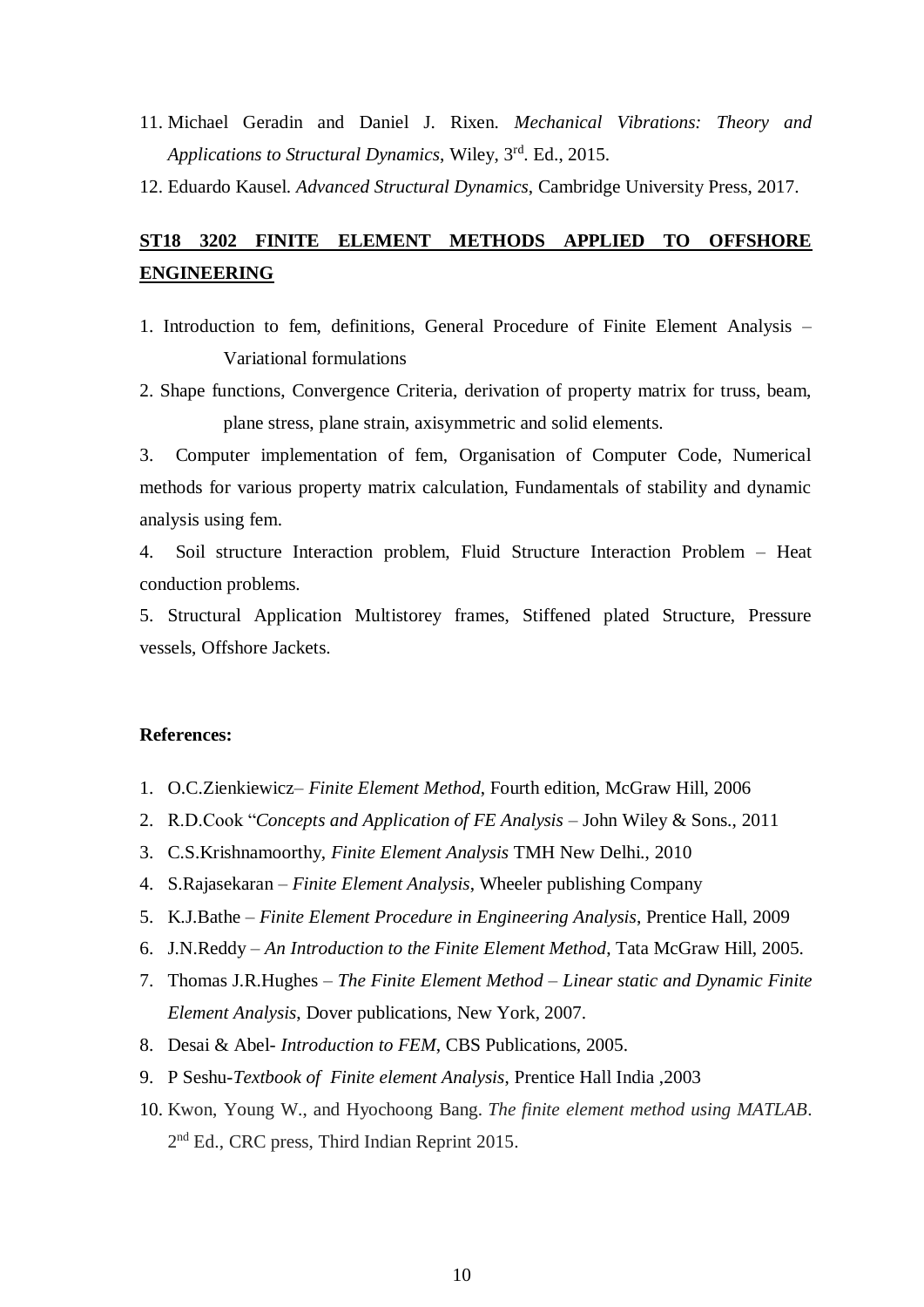11. Michael Geradin and Daniel J. Rixen. *Mechanical Vibrations: Theory and Applications to Structural Dynamics*, Wiley, 3rd. Ed., 2015.
12. Eduardo Kausel. *Advanced Structural Dynamics*, Cambridge University Press, 2017.

## **ST18 3202 FINITE ELEMENT METHODS APPLIED TO OFFSHORE ENGINEERING**

1. Introduction to fem, definitions, General Procedure of Finite Element Analysis – Variational formulations
2. Shape functions, Convergence Criteria, derivation of property matrix for truss, beam, plane stress, plane strain, axisymmetric and solid elements.
3. Computer implementation of fem, Organisation of Computer Code, Numerical methods for various property matrix calculation, Fundamentals of stability and dynamic analysis using fem.
4. Soil structure Interaction problem, Fluid Structure Interaction Problem – Heat conduction problems.
5. Structural Application Multistorey frames, Stiffened plated Structure, Pressure vessels, Offshore Jackets.

**References:**

1. O.C.Zienkiewicz– *Finite Element Method*, Fourth edition, McGraw Hill, 2006
2. R.D.Cook "*Concepts and Application of FE Analysis* – John Wiley & Sons., 2011
3. C.S.Krishnamoorthy, *Finite Element Analysis* TMH New Delhi., 2010
4. S.Rajasekaran – *Finite Element Analysis*, Wheeler publishing Company
5. K.J.Bathe – *Finite Element Procedure in Engineering Analysis*, Prentice Hall, 2009
6. J.N.Reddy – *An Introduction to the Finite Element Method*, Tata McGraw Hill, 2005.
7. Thomas J.R.Hughes – *The Finite Element Method – Linear static and Dynamic Finite Element Analysis*, Dover publications, New York, 2007.
8. Desai & Abel- *Introduction to FEM*, CBS Publications, 2005.
9. P Seshu-*Textbook of Finite element Analysis*, Prentice Hall India ,2003
10. Kwon, Young W., and Hyochoong Bang. *The finite element method using MATLAB*. 2nd Ed., CRC press, Third Indian Reprint 2015.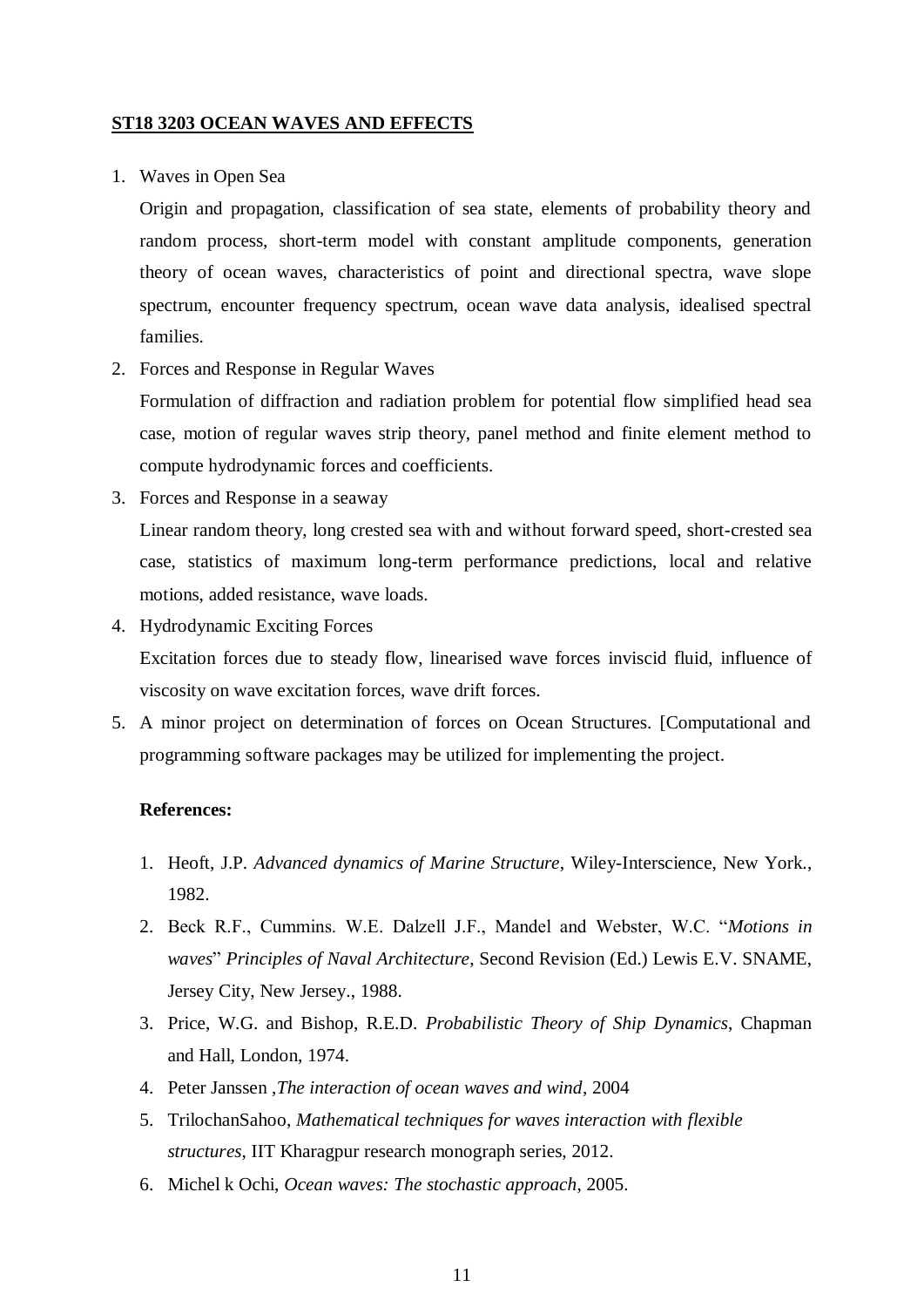## ST18 3203 OCEAN WAVES AND EFFECTS

1. Waves in Open Sea

   Origin and propagation, classification of sea state, elements of probability theory and random process, short-term model with constant amplitude components, generation theory of ocean waves, characteristics of point and directional spectra, wave slope spectrum, encounter frequency spectrum, ocean wave data analysis, idealised spectral families.

2. Forces and Response in Regular Waves

   Formulation of diffraction and radiation problem for potential flow simplified head sea case, motion of regular waves strip theory, panel method and finite element method to compute hydrodynamic forces and coefficients.

3. Forces and Response in a seaway

   Linear random theory, long crested sea with and without forward speed, short-crested sea case, statistics of maximum long-term performance predictions, local and relative motions, added resistance, wave loads.

4. Hydrodynamic Exciting Forces

   Excitation forces due to steady flow, linearised wave forces inviscid fluid, influence of viscosity on wave excitation forces, wave drift forces.

5. A minor project on determination of forces on Ocean Structures. [Computational and programming software packages may be utilized for implementing the project.

**References:**

1. Heoft, J.P. *Advanced dynamics of Marine Structure*, Wiley-Interscience, New York., 1982.
2. Beck R.F., Cummins. W.E. Dalzell J.F., Mandel and Webster, W.C. "*Motions in waves*" *Principles of Naval Architecture*, Second Revision (Ed.) Lewis E.V. SNAME, Jersey City, New Jersey., 1988.
3. Price, W.G. and Bishop, R.E.D. *Probabilistic Theory of Ship Dynamics*, Chapman and Hall, London, 1974.
4. Peter Janssen ,*The interaction of ocean waves and wind*, 2004
5. TrilochanSahoo, *Mathematical techniques for waves interaction with flexible structures*, IIT Kharagpur research monograph series, 2012.
6. Michel k Ochi, *Ocean waves: The stochastic approach*, 2005.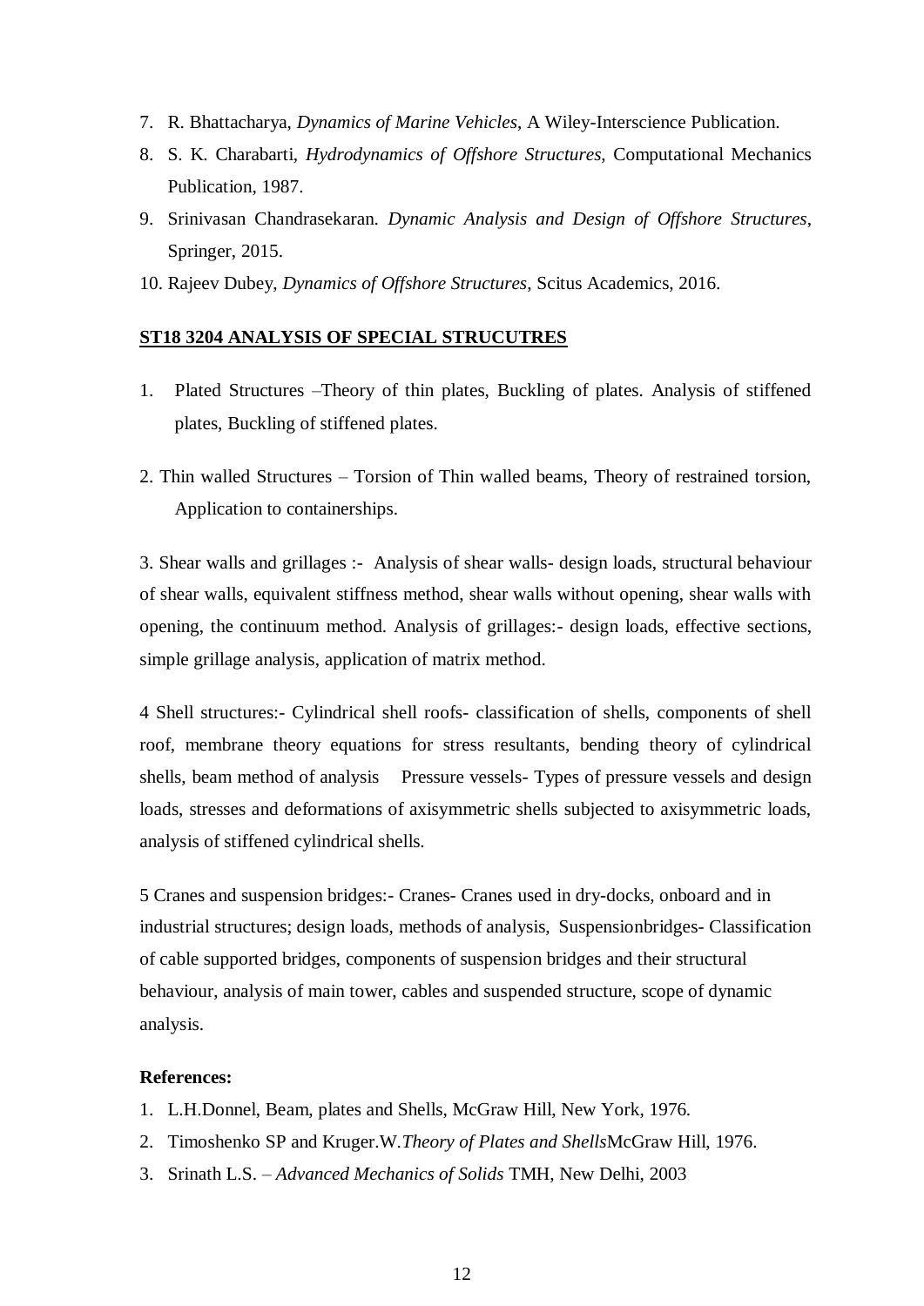7. R. Bhattacharya, *Dynamics of Marine Vehicles*, A Wiley-Interscience Publication.
8. S. K. Charabarti, *Hydrodynamics of Offshore Structures*, Computational Mechanics Publication, 1987.
9. Srinivasan Chandrasekaran. *Dynamic Analysis and Design of Offshore Structures*, Springer, 2015.
10. Rajeev Dubey, *Dynamics of Offshore Structures*, Scitus Academics, 2016.

## ST18 3204 ANALYSIS OF SPECIAL STRUCUTRES

1. Plated Structures –Theory of thin plates, Buckling of plates. Analysis of stiffened plates, Buckling of stiffened plates.

2. Thin walled Structures – Torsion of Thin walled beams, Theory of restrained torsion, Application to containerships.

3. Shear walls and grillages :- Analysis of shear walls- design loads, structural behaviour of shear walls, equivalent stiffness method, shear walls without opening, shear walls with opening, the continuum method. Analysis of grillages:- design loads, effective sections, simple grillage analysis, application of matrix method.

4 Shell structures:- Cylindrical shell roofs- classification of shells, components of shell roof, membrane theory equations for stress resultants, bending theory of cylindrical shells, beam method of analysis Pressure vessels- Types of pressure vessels and design loads, stresses and deformations of axisymmetric shells subjected to axisymmetric loads, analysis of stiffened cylindrical shells.

5 Cranes and suspension bridges:- Cranes- Cranes used in dry-docks, onboard and in industrial structures; design loads, methods of analysis, Suspensionbridges- Classification of cable supported bridges, components of suspension bridges and their structural behaviour, analysis of main tower, cables and suspended structure, scope of dynamic analysis.

**References:**

1. L.H.Donnel, Beam, plates and Shells, McGraw Hill, New York, 1976.
2. Timoshenko SP and Kruger.W.*Theory of Plates and Shells*McGraw Hill, 1976.
3. Srinath L.S. – *Advanced Mechanics of Solids* TMH, New Delhi, 2003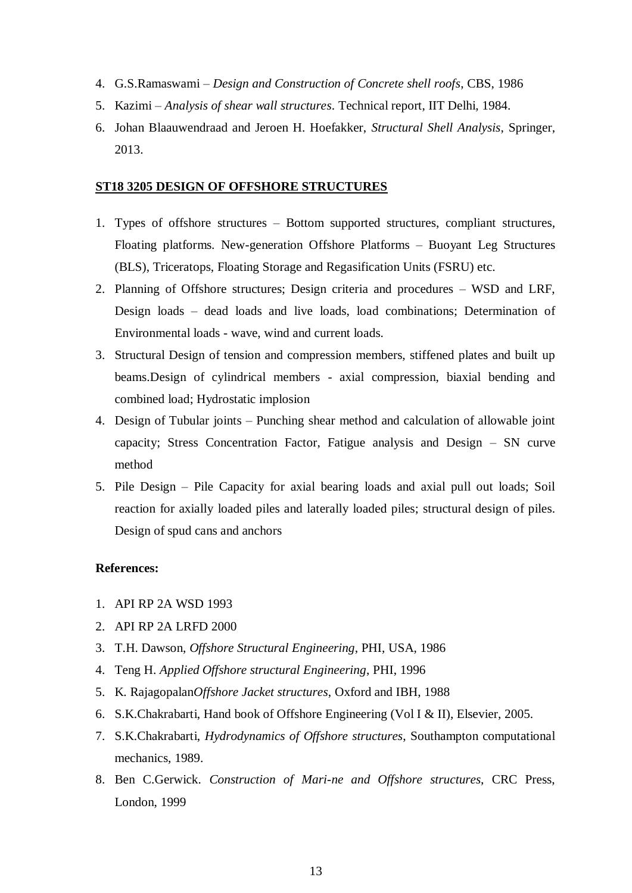4. G.S.Ramaswami – *Design and Construction of Concrete shell roofs*, CBS, 1986
5. Kazimi – *Analysis of shear wall structures*. Technical report, IIT Delhi, 1984.
6. Johan Blaauwendraad and Jeroen H. Hoefakker, *Structural Shell Analysis*, Springer, 2013.

**ST18 3205 DESIGN OF OFFSHORE STRUCTURES**

1. Types of offshore structures – Bottom supported structures, compliant structures, Floating platforms. New-generation Offshore Platforms – Buoyant Leg Structures (BLS), Triceratops, Floating Storage and Regasification Units (FSRU) etc.
2. Planning of Offshore structures; Design criteria and procedures – WSD and LRF, Design loads – dead loads and live loads, load combinations; Determination of Environmental loads - wave, wind and current loads.
3. Structural Design of tension and compression members, stiffened plates and built up beams.Design of cylindrical members - axial compression, biaxial bending and combined load; Hydrostatic implosion
4. Design of Tubular joints – Punching shear method and calculation of allowable joint capacity; Stress Concentration Factor, Fatigue analysis and Design – SN curve method
5. Pile Design – Pile Capacity for axial bearing loads and axial pull out loads; Soil reaction for axially loaded piles and laterally loaded piles; structural design of piles. Design of spud cans and anchors

**References:**

1. API RP 2A WSD 1993
2. API RP 2A LRFD 2000
3. T.H. Dawson, *Offshore Structural Engineering*, PHI, USA, 1986
4. Teng H. *Applied Offshore structural Engineering*, PHI, 1996
5. K. Rajagopalan*Offshore Jacket structures*, Oxford and IBH, 1988
6. S.K.Chakrabarti, Hand book of Offshore Engineering (Vol I & II), Elsevier, 2005.
7. S.K.Chakrabarti, *Hydrodynamics of Offshore structures*, Southampton computational mechanics, 1989.
8. Ben C.Gerwick. *Construction of Mari-ne and Offshore structures*, CRC Press, London, 1999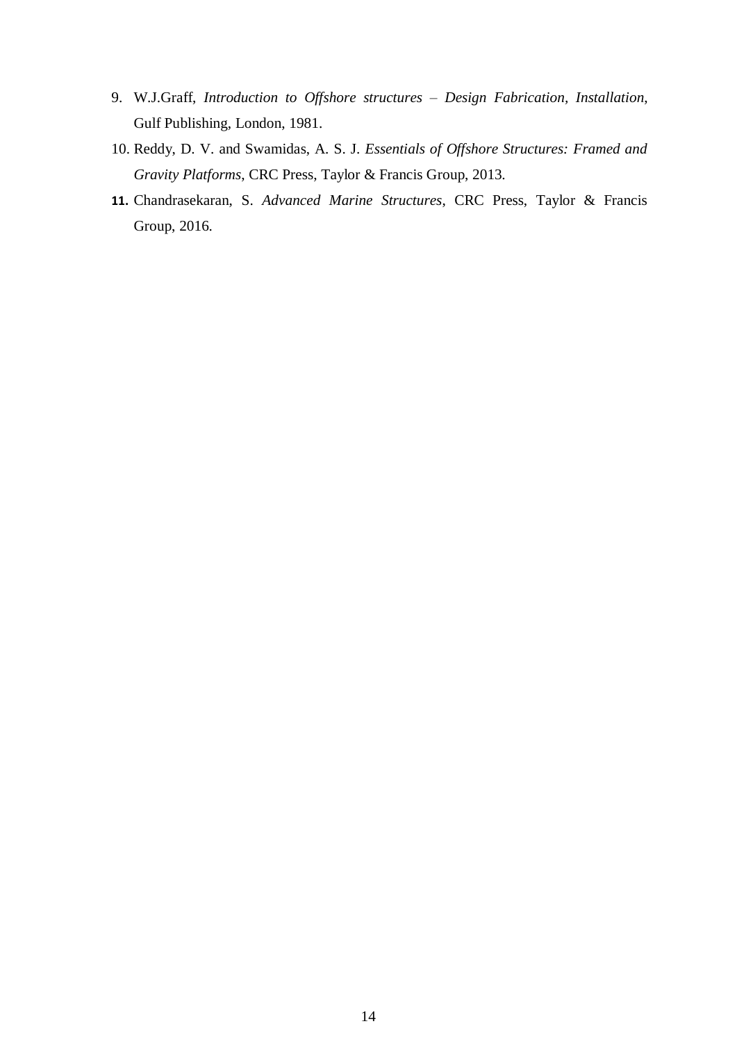9. W.J.Graff, *Introduction to Offshore structures – Design Fabrication, Installation*, Gulf Publishing, London, 1981.
10. Reddy, D. V. and Swamidas, A. S. J. *Essentials of Offshore Structures: Framed and Gravity Platforms*, CRC Press, Taylor & Francis Group, 2013.
11. Chandrasekaran, S. *Advanced Marine Structures*, CRC Press, Taylor & Francis Group, 2016.